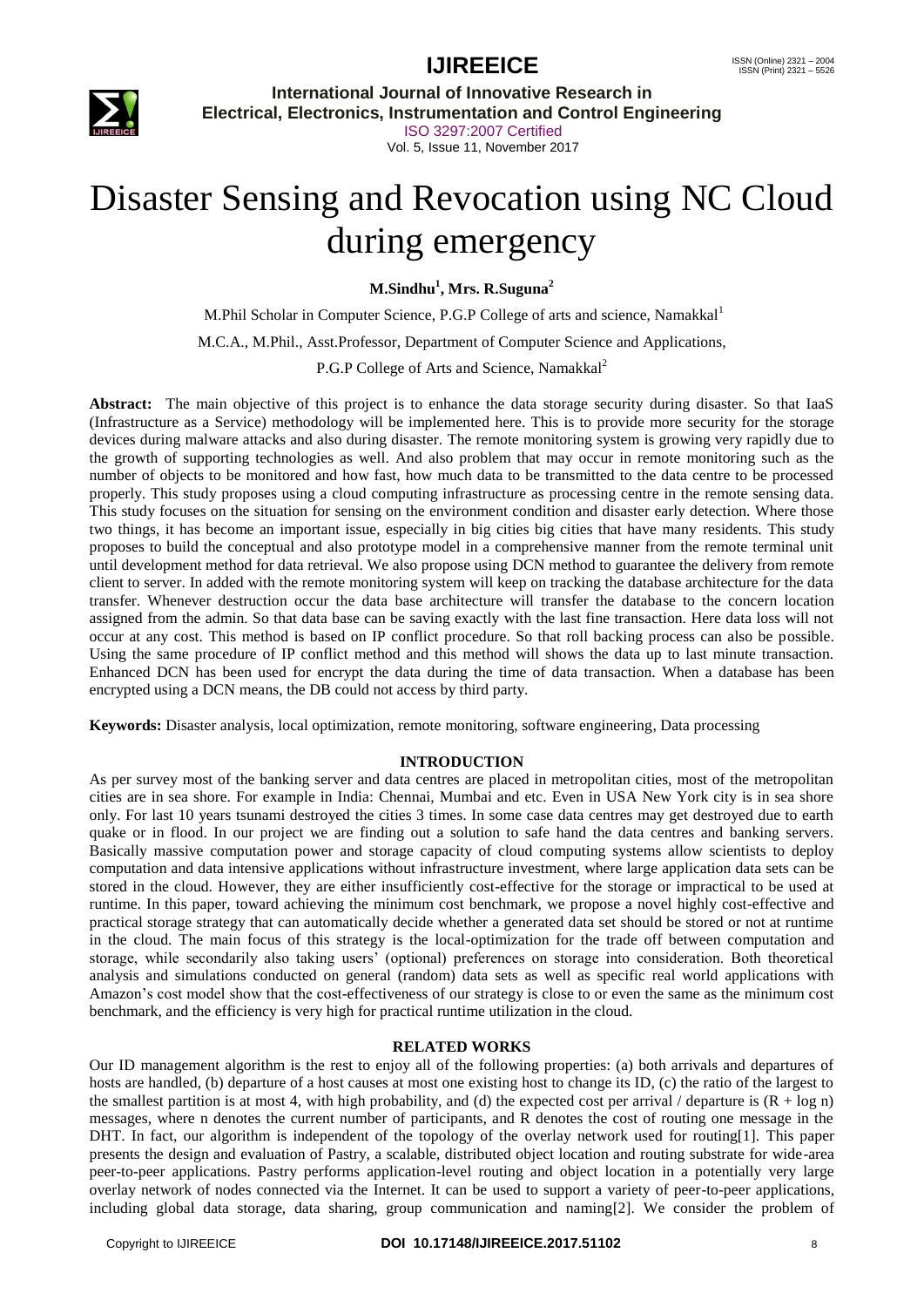# Disaster Sensing and Revocation using NC Cloud during emergency

**M.Sindhu[1], Mrs. R.Suguna[2]**

M.Phil Scholar in Computer Science, P.G.P College of arts and science, Namakkal[1]

M.C.A., M.Phil., Asst.Professor, Department of Computer Science and Applications,

P.G.P College of Arts and Science, Namakkal[2]

**Abstract:** The main objective of this project is to enhance the data storage security during disaster. So that IaaS (Infrastructure as a Service) methodology will be implemented here. This is to provide more security for the storage devices during malware attacks and also during disaster. The remote monitoring system is growing very rapidly due to the growth of supporting technologies as well. And also problem that may occur in remote monitoring such as the number of objects to be monitored and how fast, how much data to be transmitted to the data centre to be processed properly. This study proposes using a cloud computing infrastructure as processing centre in the remote sensing data. This study focuses on the situation for sensing on the environment condition and disaster early detection. Where those two things, it has become an important issue, especially in big cities big cities that have many residents. This study proposes to build the conceptual and also prototype model in a comprehensive manner from the remote terminal unit until development method for data retrieval. We also propose using DCN method to guarantee the delivery from remote client to server. In added with the remote monitoring system will keep on tracking the database architecture for the data transfer. Whenever destruction occur the data base architecture will transfer the database to the concern location assigned from the admin. So that data base can be saving exactly with the last fine transaction. Here data loss will not occur at any cost. This method is based on IP conflict procedure. So that roll backing process can also be possible. Using the same procedure of IP conflict method and this method will shows the data up to last minute transaction. Enhanced DCN has been used for encrypt the data during the time of data transaction. When a database has been encrypted using a DCN means, the DB could not access by third party.

**Keywords:** Disaster analysis, local optimization, remote monitoring, software engineering, Data processing

## INTRODUCTION

As per survey most of the banking server and data centres are placed in metropolitan cities, most of the metropolitan cities are in sea shore. For example in India: Chennai, Mumbai and etc. Even in USA New York city is in sea shore only. For last 10 years tsunami destroyed the cities 3 times. In some case data centres may get destroyed due to earth quake or in flood. In our project we are finding out a solution to safe hand the data centres and banking servers. Basically massive computation power and storage capacity of cloud computing systems allow scientists to deploy computation and data intensive applications without infrastructure investment, where large application data sets can be stored in the cloud. However, they are either insufficiently cost-effective for the storage or impractical to be used at runtime. In this paper, toward achieving the minimum cost benchmark, we propose a novel highly cost-effective and practical storage strategy that can automatically decide whether a generated data set should be stored or not at runtime in the cloud. The main focus of this strategy is the local-optimization for the trade off between computation and storage, while secondarily also taking users' (optional) preferences on storage into consideration. Both theoretical analysis and simulations conducted on general (random) data sets as well as specific real world applications with Amazon's cost model show that the cost-effectiveness of our strategy is close to or even the same as the minimum cost benchmark, and the efficiency is very high for practical runtime utilization in the cloud.

## RELATED WORKS

Our ID management algorithm is the rest to enjoy all of the following properties: (a) both arrivals and departures of hosts are handled, (b) departure of a host causes at most one existing host to change its ID, (c) the ratio of the largest to the smallest partition is at most 4, with high probability, and (d) the expected cost per arrival / departure is $(R + \log n)$ messages, where n denotes the current number of participants, and R denotes the cost of routing one message in the DHT. In fact, our algorithm is independent of the topology of the overlay network used for routing[1]. This paper presents the design and evaluation of Pastry, a scalable, distributed object location and routing substrate for wide-area peer-to-peer applications. Pastry performs application-level routing and object location in a potentially very large overlay network of nodes connected via the Internet. It can be used to support a variety of peer-to-peer applications, including global data storage, data sharing, group communication and naming[2]. We consider the problem of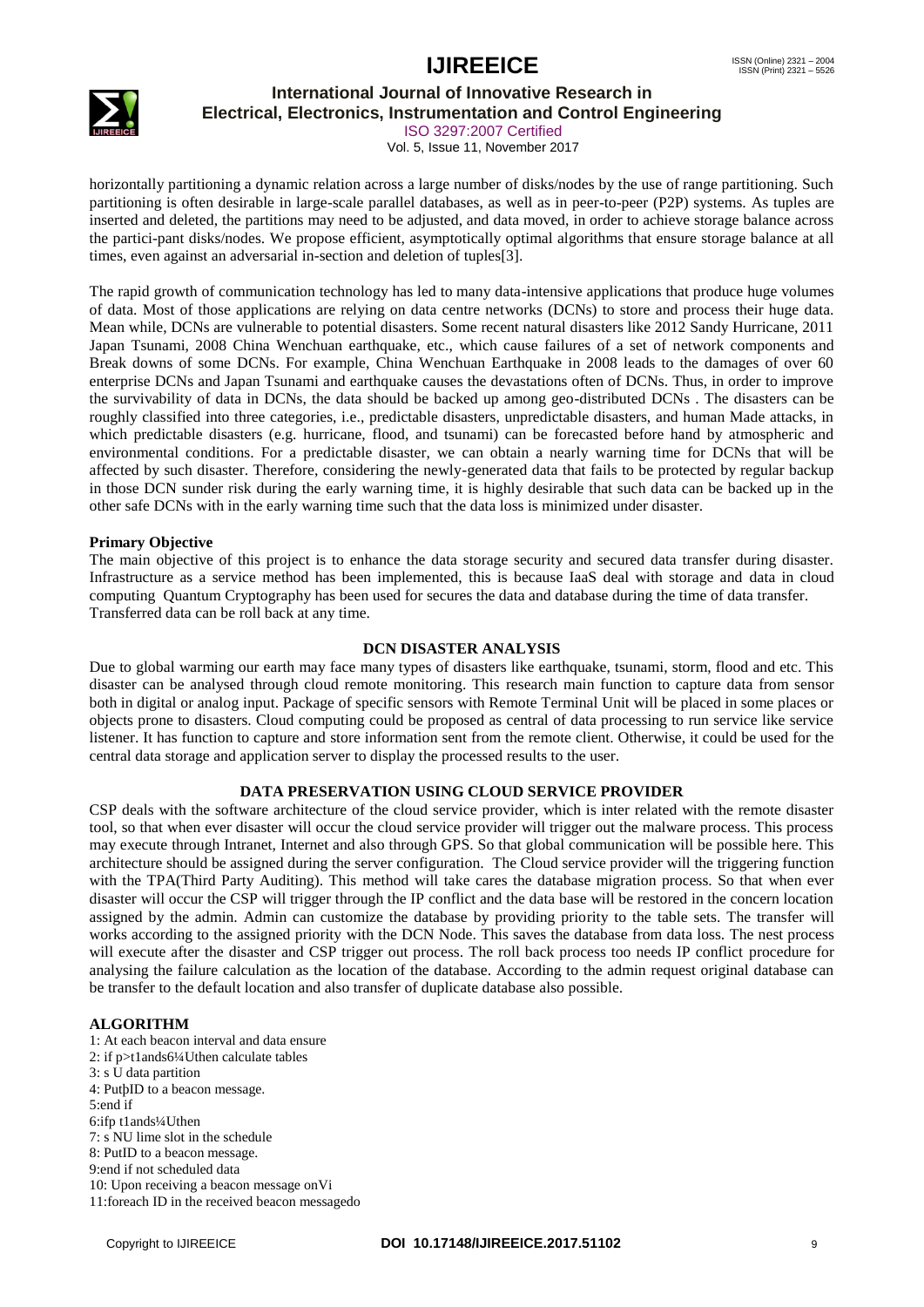horizontally partitioning a dynamic relation across a large number of disks/nodes by the use of range partitioning. Such partitioning is often desirable in large-scale parallel databases, as well as in peer-to-peer (P2P) systems. As tuples are inserted and deleted, the partitions may need to be adjusted, and data moved, in order to achieve storage balance across the partici-pant disks/nodes. We propose efficient, asymptotically optimal algorithms that ensure storage balance at all times, even against an adversarial in-section and deletion of tuples[3].

The rapid growth of communication technology has led to many data-intensive applications that produce huge volumes of data. Most of those applications are relying on data centre networks (DCNs) to store and process their huge data. Mean while, DCNs are vulnerable to potential disasters. Some recent natural disasters like 2012 Sandy Hurricane, 2011 Japan Tsunami, 2008 China Wenchuan earthquake, etc., which cause failures of a set of network components and Break downs of some DCNs. For example, China Wenchuan Earthquake in 2008 leads to the damages of over 60 enterprise DCNs and Japan Tsunami and earthquake causes the devastations often of DCNs. Thus, in order to improve the survivability of data in DCNs, the data should be backed up among geo-distributed DCNs . The disasters can be roughly classified into three categories, i.e., predictable disasters, unpredictable disasters, and human Made attacks, in which predictable disasters (e.g. hurricane, flood, and tsunami) can be forecasted before hand by atmospheric and environmental conditions. For a predictable disaster, we can obtain a nearly warning time for DCNs that will be affected by such disaster. Therefore, considering the newly-generated data that fails to be protected by regular backup in those DCN sunder risk during the early warning time, it is highly desirable that such data can be backed up in the other safe DCNs with in the early warning time such that the data loss is minimized under disaster.

**Primary Objective**

The main objective of this project is to enhance the data storage security and secured data transfer during disaster. Infrastructure as a service method has been implemented, this is because IaaS deal with storage and data in cloud computing Quantum Cryptography has been used for secures the data and database during the time of data transfer. Transferred data can be roll back at any time.

## DCN DISASTER ANALYSIS

Due to global warming our earth may face many types of disasters like earthquake, tsunami, storm, flood and etc. This disaster can be analysed through cloud remote monitoring. This research main function to capture data from sensor both in digital or analog input. Package of specific sensors with Remote Terminal Unit will be placed in some places or objects prone to disasters. Cloud computing could be proposed as central of data processing to run service like service listener. It has function to capture and store information sent from the remote client. Otherwise, it could be used for the central data storage and application server to display the processed results to the user.

## DATA PRESERVATION USING CLOUD SERVICE PROVIDER

CSP deals with the software architecture of the cloud service provider, which is inter related with the remote disaster tool, so that when ever disaster will occur the cloud service provider will trigger out the malware process. This process may execute through Intranet, Internet and also through GPS. So that global communication will be possible here. This architecture should be assigned during the server configuration. The Cloud service provider will the triggering function with the TPA(Third Party Auditing). This method will take cares the database migration process. So that when ever disaster will occur the CSP will trigger through the IP conflict and the data base will be restored in the concern location assigned by the admin. Admin can customize the database by providing priority to the table sets. The transfer will works according to the assigned priority with the DCN Node. This saves the database from data loss. The nest process will execute after the disaster and CSP trigger out process. The roll back process too needs IP conflict procedure for analysing the failure calculation as the location of the database. According to the admin request original database can be transfer to the default location and also transfer of duplicate database also possible.

**ALGORITHM**

1: At each beacon interval and data ensure
2: if p>t1ands6¼Uthen calculate tables
3: s U data partition
4: PutþID to a beacon message.
5:end if
6:ifp t1ands¼Uthen
7: s NU lime slot in the schedule
8: PutID to a beacon message.
9:end if not scheduled data
10: Upon receiving a beacon message onVi
11:foreach ID in the received beacon messagedo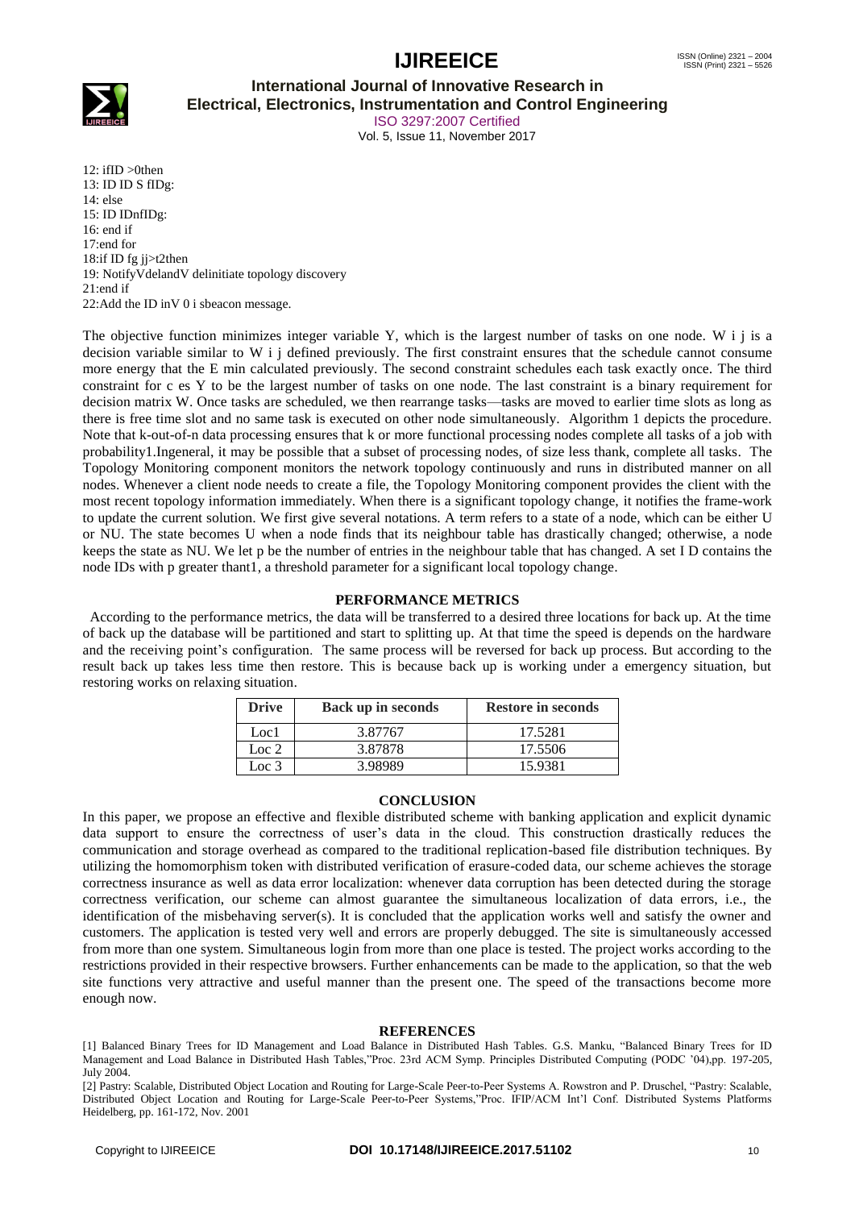12: ifID >0then
13: ID ID S fIDg:
14: else
15: ID IDnfIDg:
16: end if
17:end for
18:if ID fg jj>t2then
19: NotifyVdelandV delinitiate topology discovery
21:end if
22:Add the ID inV 0 i sbeacon message.

The objective function minimizes integer variable Y, which is the largest number of tasks on one node. W i j is a decision variable similar to W i j defined previously. The first constraint ensures that the schedule cannot consume more energy that the E min calculated previously. The second constraint schedules each task exactly once. The third constraint for c es Y to be the largest number of tasks on one node. The last constraint is a binary requirement for decision matrix W. Once tasks are scheduled, we then rearrange tasks—tasks are moved to earlier time slots as long as there is free time slot and no same task is executed on other node simultaneously. Algorithm 1 depicts the procedure. Note that k-out-of-n data processing ensures that k or more functional processing nodes complete all tasks of a job with probability1.Ingeneral, it may be possible that a subset of processing nodes, of size less thank, complete all tasks. The Topology Monitoring component monitors the network topology continuously and runs in distributed manner on all nodes. Whenever a client node needs to create a file, the Topology Monitoring component provides the client with the most recent topology information immediately. When there is a significant topology change, it notifies the frame-work to update the current solution. We first give several notations. A term refers to a state of a node, which can be either U or NU. The state becomes U when a node finds that its neighbour table has drastically changed; otherwise, a node keeps the state as NU. We let p be the number of entries in the neighbour table that has changed. A set I D contains the node IDs with p greater thant1, a threshold parameter for a significant local topology change.

## PERFORMANCE METRICS

According to the performance metrics, the data will be transferred to a desired three locations for back up. At the time of back up the database will be partitioned and start to splitting up. At that time the speed is depends on the hardware and the receiving point's configuration. The same process will be reversed for back up process. But according to the result back up takes less time then restore. This is because back up is working under a emergency situation, but restoring works on relaxing situation.

| Drive | Back up in seconds | Restore in seconds |
|---|---|---|
| Loc1 | 3.87767 | 17.5281 |
| Loc 2 | 3.87878 | 17.5506 |
| Loc 3 | 3.98989 | 15.9381 |

## CONCLUSION

In this paper, we propose an effective and flexible distributed scheme with banking application and explicit dynamic data support to ensure the correctness of user's data in the cloud. This construction drastically reduces the communication and storage overhead as compared to the traditional replication-based file distribution techniques. By utilizing the homomorphism token with distributed verification of erasure-coded data, our scheme achieves the storage correctness insurance as well as data error localization: whenever data corruption has been detected during the storage correctness verification, our scheme can almost guarantee the simultaneous localization of data errors, i.e., the identification of the misbehaving server(s). It is concluded that the application works well and satisfy the owner and customers. The application is tested very well and errors are properly debugged. The site is simultaneously accessed from more than one system. Simultaneous login from more than one place is tested. The project works according to the restrictions provided in their respective browsers. Further enhancements can be made to the application, so that the web site functions very attractive and useful manner than the present one. The speed of the transactions become more enough now.

## REFERENCES

[1] Balanced Binary Trees for ID Management and Load Balance in Distributed Hash Tables. G.S. Manku, "Balanced Binary Trees for ID Management and Load Balance in Distributed Hash Tables,"Proc. 23rd ACM Symp. Principles Distributed Computing (PODC '04),pp. 197-205, July 2004.

[2] Pastry: Scalable, Distributed Object Location and Routing for Large-Scale Peer-to-Peer Systems A. Rowstron and P. Druschel, "Pastry: Scalable, Distributed Object Location and Routing for Large-Scale Peer-to-Peer Systems,"Proc. IFIP/ACM Int'l Conf. Distributed Systems Platforms Heidelberg, pp. 161-172, Nov. 2001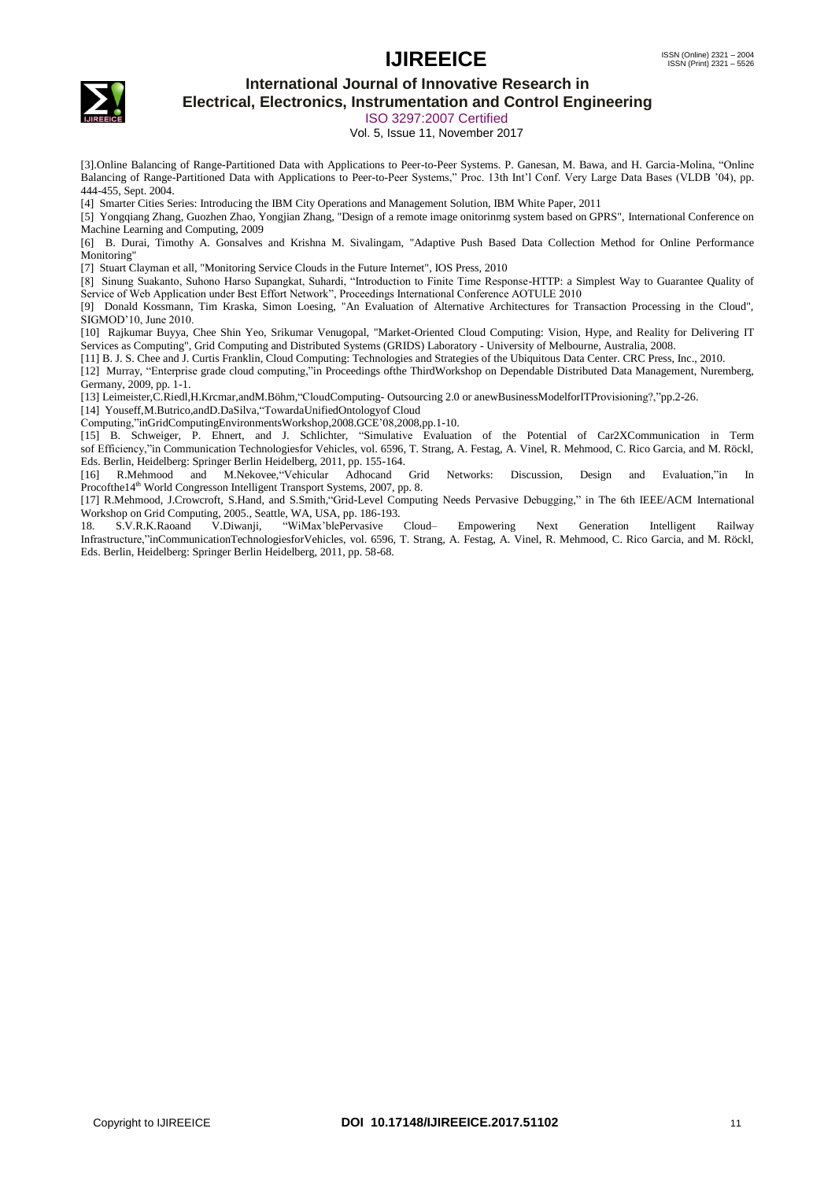[3].Online Balancing of Range-Partitioned Data with Applications to Peer-to-Peer Systems. P. Ganesan, M. Bawa, and H. Garcia-Molina, "Online Balancing of Range-Partitioned Data with Applications to Peer-to-Peer Systems," Proc. 13th Int'l Conf. Very Large Data Bases (VLDB '04), pp. 444-455, Sept. 2004.

[4] Smarter Cities Series: Introducing the IBM City Operations and Management Solution, IBM White Paper, 2011

[5] Yongqiang Zhang, Guozhen Zhao, Yongjian Zhang, "Design of a remote image onitorinmg system based on GPRS", International Conference on Machine Learning and Computing, 2009

[6] B. Durai, Timothy A. Gonsalves and Krishna M. Sivalingam, "Adaptive Push Based Data Collection Method for Online Performance Monitoring"

[7] Stuart Clayman et all, "Monitoring Service Clouds in the Future Internet", IOS Press, 2010

[8] Sinung Suakanto, Suhono Harso Supangkat, Suhardi, "Introduction to Finite Time Response-HTTP: a Simplest Way to Guarantee Quality of Service of Web Application under Best Effort Network", Proceedings International Conference AOTULE 2010

[9] Donald Kossmann, Tim Kraska, Simon Loesing, "An Evaluation of Alternative Architectures for Transaction Processing in the Cloud", SIGMOD'10, June 2010.

[10] Rajkumar Buyya, Chee Shin Yeo, Srikumar Venugopal, "Market-Oriented Cloud Computing: Vision, Hype, and Reality for Delivering IT Services as Computing", Grid Computing and Distributed Systems (GRIDS) Laboratory - University of Melbourne, Australia, 2008.

[11] B. J. S. Chee and J. Curtis Franklin, Cloud Computing: Technologies and Strategies of the Ubiquitous Data Center. CRC Press, Inc., 2010.

[12] Murray, "Enterprise grade cloud computing,"in Proceedings ofthe ThirdWorkshop on Dependable Distributed Data Management, Nuremberg, Germany, 2009, pp. 1-1.

[13] Leimeister,C.Riedl,H.Krcmar,andM.Böhm,"CloudComputing- Outsourcing 2.0 or anewBusinessModelforITProvisioning?,"pp.2-26.

[14] Youseff,M.Butrico,andD.DaSilva,"TowardaUnifiedOntologyof Cloud Computing,"inGridComputingEnvironmentsWorkshop,2008.GCE'08,2008,pp.1-10.

[15] B. Schweiger, P. Ehnert, and J. Schlichter, "Simulative Evaluation of the Potential of Car2XCommunication in Term sof Efficiency,"in Communication Technologiesfor Vehicles, vol. 6596, T. Strang, A. Festag, A. Vinel, R. Mehmood, C. Rico Garcia, and M. Röckl, Eds. Berlin, Heidelberg: Springer Berlin Heidelberg, 2011, pp. 155-164.

[16] R.Mehmood and M.Nekovee,"Vehicular Adhocand Grid Networks: Discussion, Design and Evaluation,"in In Procofthe14th World Congresson Intelligent Transport Systems, 2007, pp. 8.

[17] R.Mehmood, J.Crowcroft, S.Hand, and S.Smith,"Grid-Level Computing Needs Pervasive Debugging," in The 6th IEEE/ACM International Workshop on Grid Computing, 2005., Seattle, WA, USA, pp. 186-193.

18. S.V.R.K.Raoand V.Diwanji, "WiMax'blePervasive Cloud– Empowering Next Generation Intelligent Railway Infrastructure,"inCommunicationTechnologiesforVehicles, vol. 6596, T. Strang, A. Festag, A. Vinel, R. Mehmood, C. Rico Garcia, and M. Röckl, Eds. Berlin, Heidelberg: Springer Berlin Heidelberg, 2011, pp. 58-68.